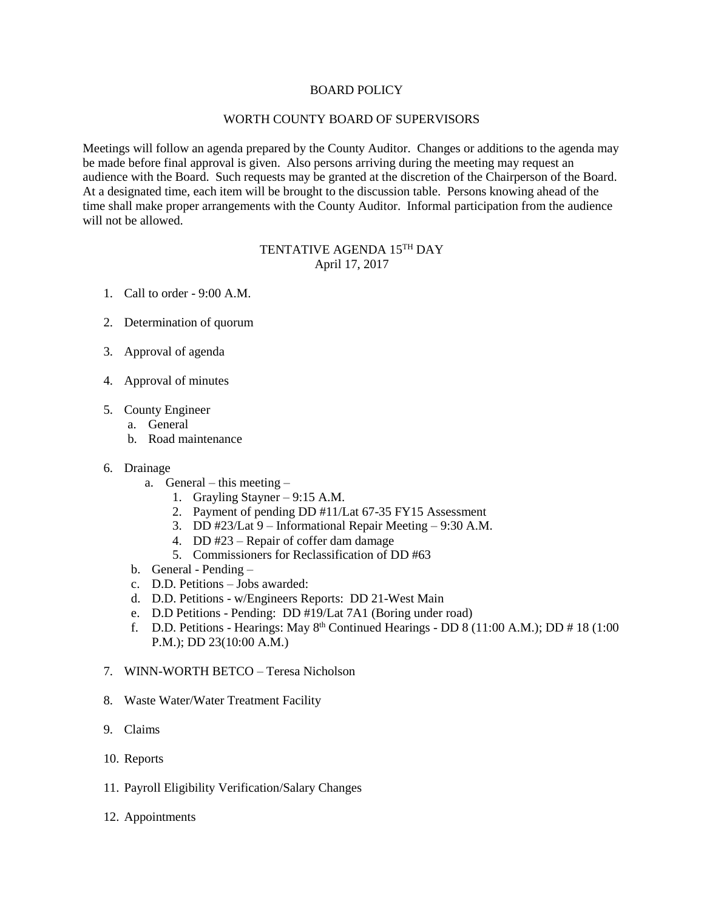BOARD POLICY

WORTH COUNTY BOARD OF SUPERVISORS

Meetings will follow an agenda prepared by the County Auditor. Changes or additions to the agenda may be made before final approval is given. Also persons arriving during the meeting may request an audience with the Board. Such requests may be granted at the discretion of the Chairperson of the Board. At a designated time, each item will be brought to the discussion table. Persons knowing ahead of the time shall make proper arrangements with the County Auditor. Informal participation from the audience will not be allowed.

TENTATIVE AGENDA 15TH DAY
April 17, 2017

1. Call to order - 9:00 A.M.

2. Determination of quorum

3. Approval of agenda

4. Approval of minutes

5. County Engineer
   a. General
   b. Road maintenance

6. Drainage
   a. General – this meeting –
      1. Grayling Stayner – 9:15 A.M.
      2. Payment of pending DD #11/Lat 67-35 FY15 Assessment
      3. DD #23/Lat 9 – Informational Repair Meeting – 9:30 A.M.
      4. DD #23 – Repair of coffer dam damage
      5. Commissioners for Reclassification of DD #63
   b. General - Pending –
   c. D.D. Petitions – Jobs awarded:
   d. D.D. Petitions - w/Engineers Reports: DD 21-West Main
   e. D.D Petitions - Pending: DD #19/Lat 7A1 (Boring under road)
   f. D.D. Petitions - Hearings: May 8th Continued Hearings - DD 8 (11:00 A.M.); DD # 18 (1:00 P.M.); DD 23(10:00 A.M.)

7. WINN-WORTH BETCO – Teresa Nicholson

8. Waste Water/Water Treatment Facility

9. Claims

10. Reports

11. Payroll Eligibility Verification/Salary Changes

12. Appointments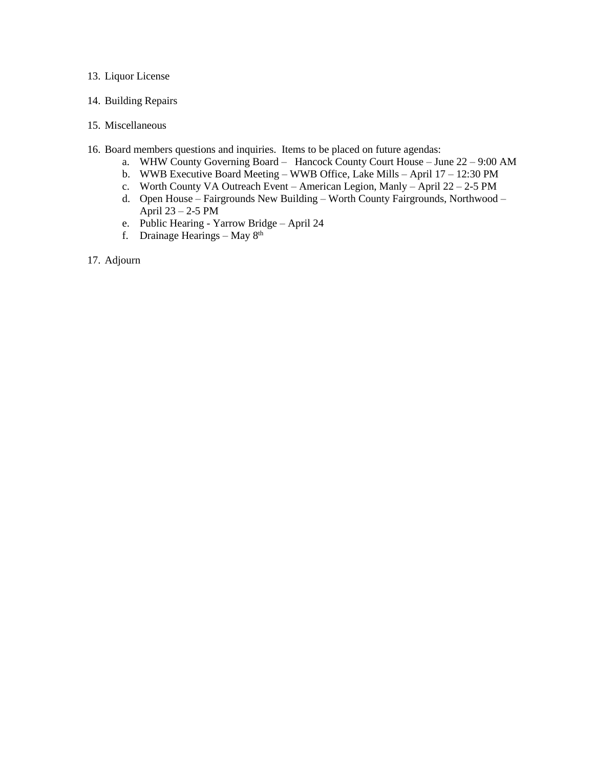13. Liquor License

14. Building Repairs

15. Miscellaneous

16. Board members questions and inquiries.  Items to be placed on future agendas:
    a. WHW County Governing Board –   Hancock County Court House – June 22 – 9:00 AM
    b. WWB Executive Board Meeting – WWB Office, Lake Mills – April 17 – 12:30 PM
    c. Worth County VA Outreach Event – American Legion, Manly – April 22 – 2-5 PM
    d. Open House – Fairgrounds New Building – Worth County Fairgrounds, Northwood – April 23 – 2-5 PM
    e. Public Hearing - Yarrow Bridge – April 24
    f. Drainage Hearings – May 8th

17. Adjourn